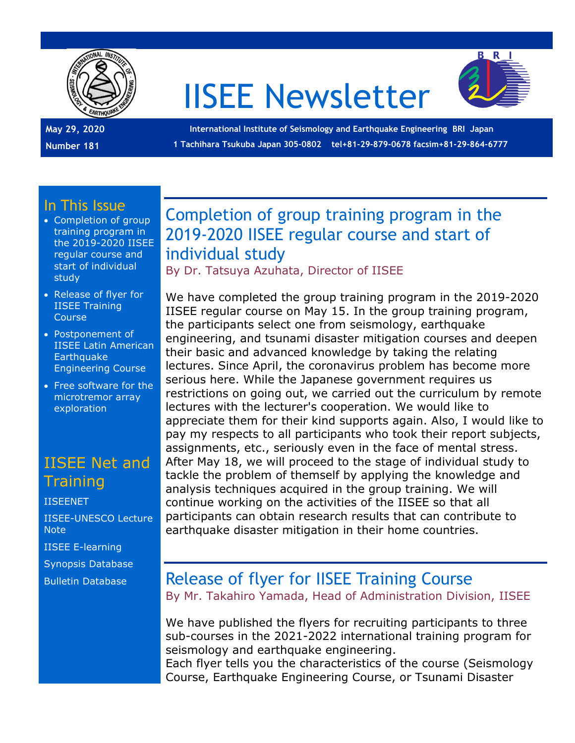# IISEE Newsletter

**May 29, 2020**

**Number 181**

**International Institute of Seismology and Earthquake Engineering BRI Japan**

**1 Tachihara Tsukuba Japan 305-0802 tel+81-29-879-0678 facsim+81-29-864-6777**

## In This Issue

- Completion of group training program in the 2019-2020 IISEE regular course and start of individual study
- Release of flyer for IISEE Training Course
- Postponement of IISEE Latin American Earthquake Engineering Course
- Free software for the microtremor array exploration

## IISEE Net and Training

IISEENET

IISEE-UNESCO Lecture Note

IISEE E-learning

Synopsis Database

Bulletin Database

## Completion of group training program in the 2019-2020 IISEE regular course and start of individual study

By Dr. Tatsuya Azuhata, Director of IISEE

We have completed the group training program in the 2019-2020 IISEE regular course on May 15. In the group training program, the participants select one from seismology, earthquake engineering, and tsunami disaster mitigation courses and deepen their basic and advanced knowledge by taking the relating lectures. Since April, the coronavirus problem has become more serious here. While the Japanese government requires us restrictions on going out, we carried out the curriculum by remote lectures with the lecturer's cooperation. We would like to appreciate them for their kind supports again. Also, I would like to pay my respects to all participants who took their report subjects, assignments, etc., seriously even in the face of mental stress. After May 18, we will proceed to the stage of individual study to tackle the problem of themself by applying the knowledge and analysis techniques acquired in the group training. We will continue working on the activities of the IISEE so that all participants can obtain research results that can contribute to earthquake disaster mitigation in their home countries.

## Release of flyer for IISEE Training Course

By Mr. Takahiro Yamada, Head of Administration Division, IISEE

We have published the flyers for recruiting participants to three sub-courses in the 2021-2022 international training program for seismology and earthquake engineering.
Each flyer tells you the characteristics of the course (Seismology Course, Earthquake Engineering Course, or Tsunami Disaster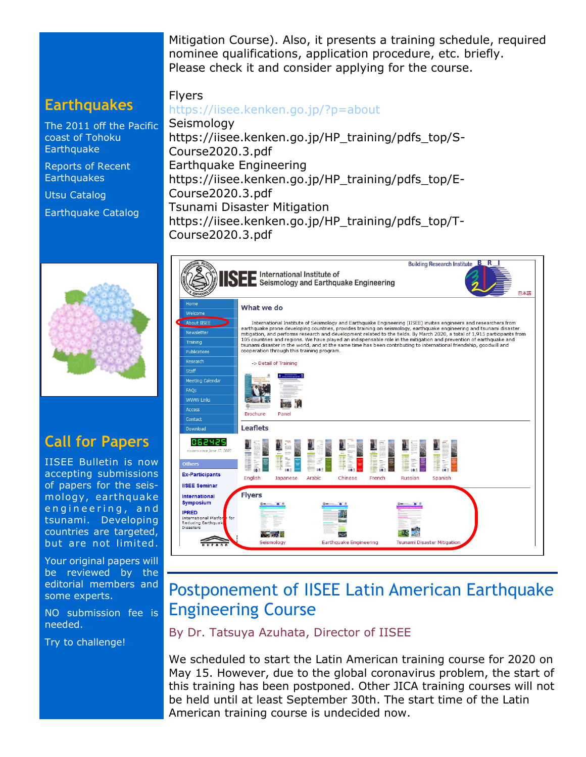Mitigation Course). Also, it presents a training schedule, required nominee qualifications, application procedure, etc. briefly. Please check it and consider applying for the course.

Flyers
https://iisee.kenken.go.jp/?p=about
Seismology
https://iisee.kenken.go.jp/HP_training/pdfs_top/S-Course2020.3.pdf
Earthquake Engineering
https://iisee.kenken.go.jp/HP_training/pdfs_top/E-Course2020.3.pdf
Tsunami Disaster Mitigation
https://iisee.kenken.go.jp/HP_training/pdfs_top/T-Course2020.3.pdf

## Postponement of IISEE Latin American Earthquake Engineering Course

By Dr. Tatsuya Azuhata, Director of IISEE

We scheduled to start the Latin American training course for 2020 on May 15. However, due to the global coronavirus problem, the start of this training has been postponed. Other JICA training courses will not be held until at least September 30th. The start time of the Latin American training course is undecided now.

## Earthquakes

The 2011 off the Pacific coast of Tohoku Earthquake

Reports of Recent Earthquakes

Utsu Catalog

Earthquake Catalog

## Call for Papers

IISEE Bulletin is now accepting submissions of papers for the seismology, earthquake engineering, and tsunami. Developing countries are targeted, but are not limited.

Your original papers will be reviewed by the editorial members and some experts.

NO submission fee is needed.

Try to challenge!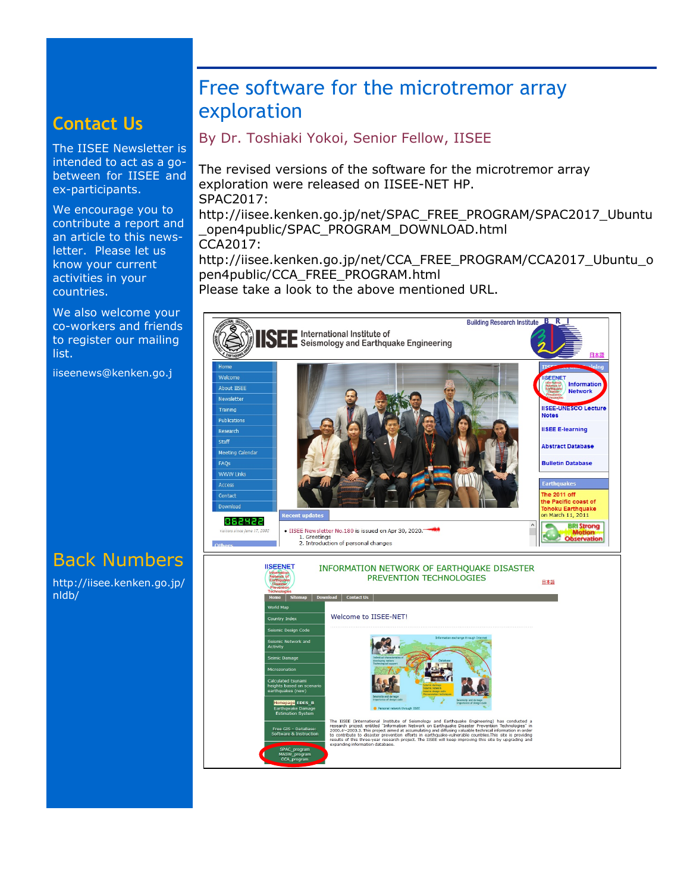## Contact Us

The IISEE Newsletter is intended to act as a go-between for IISEE and ex-participants.

We encourage you to contribute a report and an article to this news-letter. Please let us know your current activities in your countries.

We also welcome your co-workers and friends to register our mailing list.

iiseenews@kenken.go.j

## Back Numbers

http://iisee.kenken.go.jp/nldb/

# Free software for the microtremor array exploration

By Dr. Toshiaki Yokoi, Senior Fellow, IISEE

The revised versions of the software for the microtremor array exploration were released on IISEE-NET HP.

SPAC2017:
http://iisee.kenken.go.jp/net/SPAC_FREE_PROGRAM/SPAC2017_Ubuntu_open4public/SPAC_PROGRAM_DOWNLOAD.html

CCA2017:
http://iisee.kenken.go.jp/net/CCA_FREE_PROGRAM/CCA2017_Ubuntu_open4public/CCA_FREE_PROGRAM.html

Please take a look to the above mentioned URL.